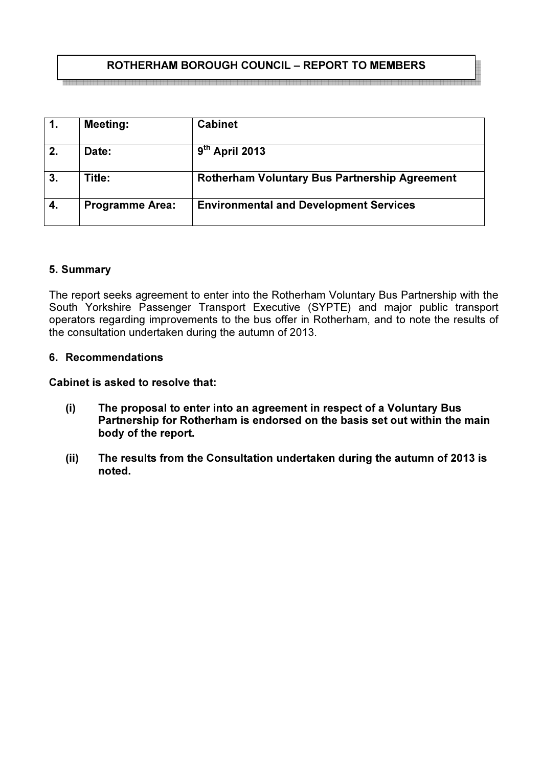**ROTHERHAM BOROUGH COUNCIL – REPORT TO MEMBERS**

| 1. | Meeting: | Cabinet |
|---|---|---|
| 2. | Date: | 9th April 2013 |
| 3. | Title: | Rotherham Voluntary Bus Partnership Agreement |
| 4. | Programme Area: | Environmental and Development Services |

### 5. Summary

The report seeks agreement to enter into the Rotherham Voluntary Bus Partnership with the South Yorkshire Passenger Transport Executive (SYPTE) and major public transport operators regarding improvements to the bus offer in Rotherham, and to note the results of the consultation undertaken during the autumn of 2013.

### 6. Recommendations

**Cabinet is asked to resolve that:**

**(i) The proposal to enter into an agreement in respect of a Voluntary Bus Partnership for Rotherham is endorsed on the basis set out within the main body of the report.**

**(ii) The results from the Consultation undertaken during the autumn of 2013 is noted.**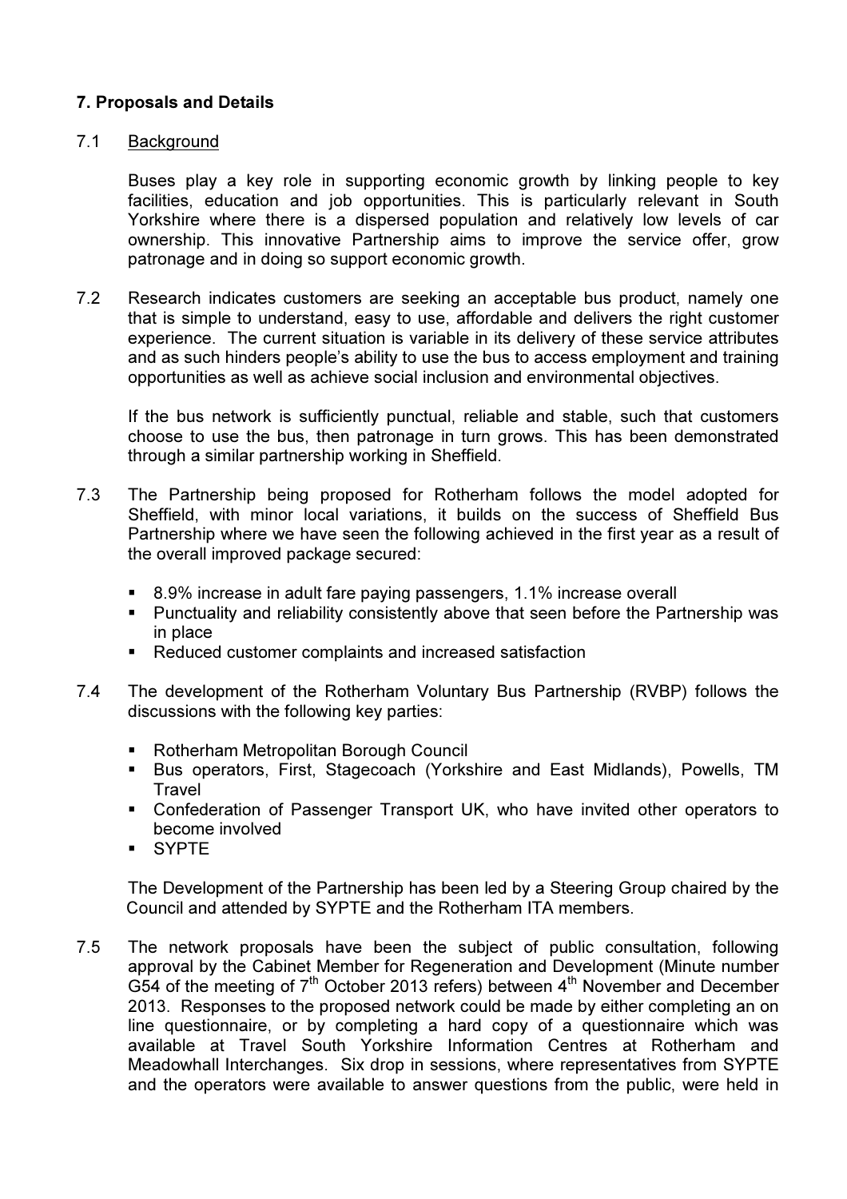### 7. Proposals and Details

7.1 Background

Buses play a key role in supporting economic growth by linking people to key facilities, education and job opportunities. This is particularly relevant in South Yorkshire where there is a dispersed population and relatively low levels of car ownership. This innovative Partnership aims to improve the service offer, grow patronage and in doing so support economic growth.

7.2 Research indicates customers are seeking an acceptable bus product, namely one that is simple to understand, easy to use, affordable and delivers the right customer experience. The current situation is variable in its delivery of these service attributes and as such hinders people's ability to use the bus to access employment and training opportunities as well as achieve social inclusion and environmental objectives.

If the bus network is sufficiently punctual, reliable and stable, such that customers choose to use the bus, then patronage in turn grows. This has been demonstrated through a similar partnership working in Sheffield.

7.3 The Partnership being proposed for Rotherham follows the model adopted for Sheffield, with minor local variations, it builds on the success of Sheffield Bus Partnership where we have seen the following achieved in the first year as a result of the overall improved package secured:

- 8.9% increase in adult fare paying passengers, 1.1% increase overall
- Punctuality and reliability consistently above that seen before the Partnership was in place
- Reduced customer complaints and increased satisfaction

7.4 The development of the Rotherham Voluntary Bus Partnership (RVBP) follows the discussions with the following key parties:

- Rotherham Metropolitan Borough Council
- Bus operators, First, Stagecoach (Yorkshire and East Midlands), Powells, TM Travel
- Confederation of Passenger Transport UK, who have invited other operators to become involved
- SYPTE

The Development of the Partnership has been led by a Steering Group chaired by the Council and attended by SYPTE and the Rotherham ITA members.

7.5 The network proposals have been the subject of public consultation, following approval by the Cabinet Member for Regeneration and Development (Minute number G54 of the meeting of 7th October 2013 refers) between 4th November and December 2013. Responses to the proposed network could be made by either completing an on line questionnaire, or by completing a hard copy of a questionnaire which was available at Travel South Yorkshire Information Centres at Rotherham and Meadowhall Interchanges. Six drop in sessions, where representatives from SYPTE and the operators were available to answer questions from the public, were held in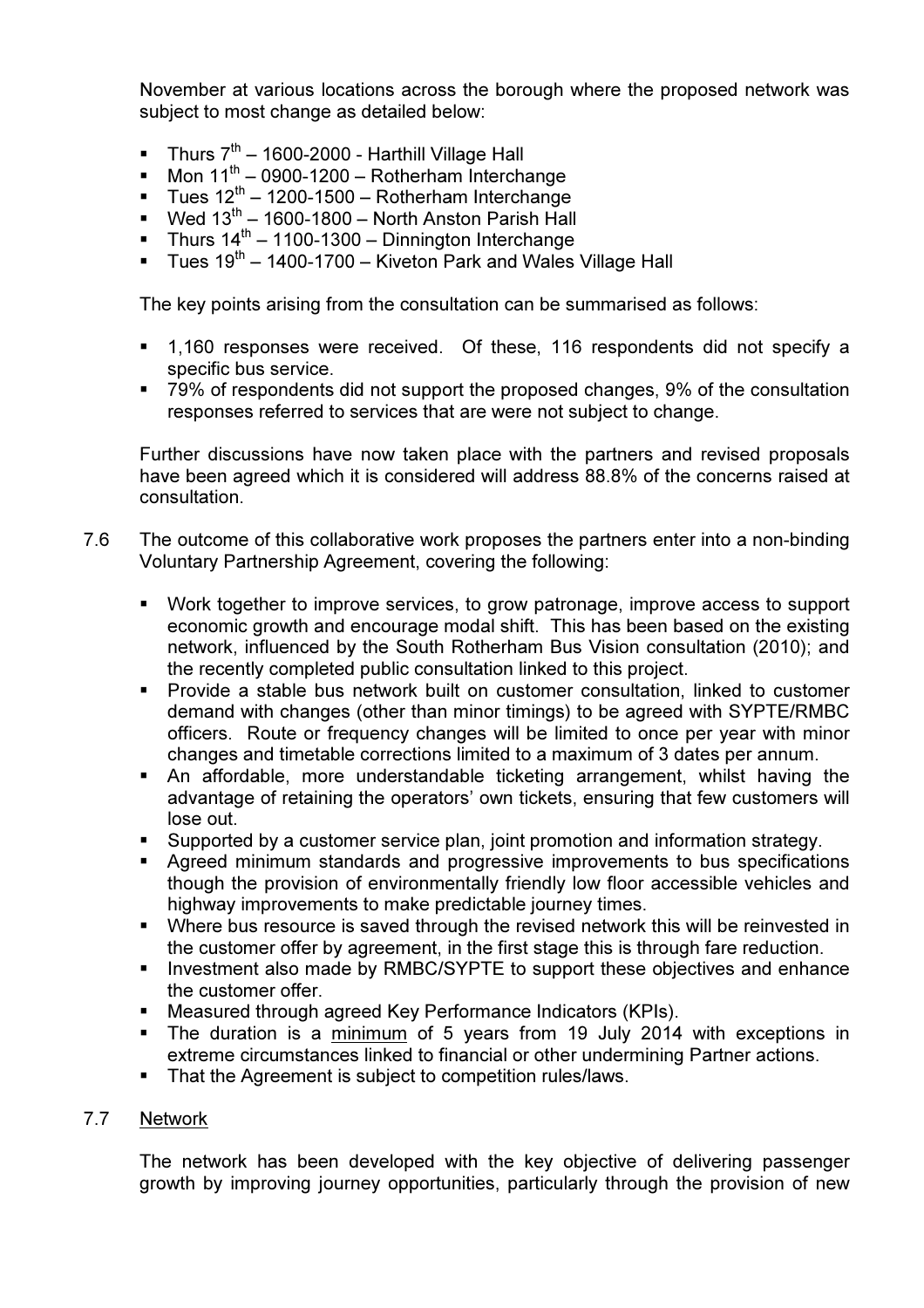November at various locations across the borough where the proposed network was subject to most change as detailed below:

- Thurs 7th – 1600-2000 - Harthill Village Hall
- Mon 11th – 0900-1200 – Rotherham Interchange
- Tues 12th – 1200-1500 – Rotherham Interchange
- Wed 13th – 1600-1800 – North Anston Parish Hall
- Thurs 14th – 1100-1300 – Dinnington Interchange
- Tues 19th – 1400-1700 – Kiveton Park and Wales Village Hall

The key points arising from the consultation can be summarised as follows:

- 1,160 responses were received. Of these, 116 respondents did not specify a specific bus service.
- 79% of respondents did not support the proposed changes, 9% of the consultation responses referred to services that are were not subject to change.

Further discussions have now taken place with the partners and revised proposals have been agreed which it is considered will address 88.8% of the concerns raised at consultation.

7.6 The outcome of this collaborative work proposes the partners enter into a non-binding Voluntary Partnership Agreement, covering the following:

- Work together to improve services, to grow patronage, improve access to support economic growth and encourage modal shift. This has been based on the existing network, influenced by the South Rotherham Bus Vision consultation (2010); and the recently completed public consultation linked to this project.
- Provide a stable bus network built on customer consultation, linked to customer demand with changes (other than minor timings) to be agreed with SYPTE/RMBC officers. Route or frequency changes will be limited to once per year with minor changes and timetable corrections limited to a maximum of 3 dates per annum.
- An affordable, more understandable ticketing arrangement, whilst having the advantage of retaining the operators' own tickets, ensuring that few customers will lose out.
- Supported by a customer service plan, joint promotion and information strategy.
- Agreed minimum standards and progressive improvements to bus specifications though the provision of environmentally friendly low floor accessible vehicles and highway improvements to make predictable journey times.
- Where bus resource is saved through the revised network this will be reinvested in the customer offer by agreement, in the first stage this is through fare reduction.
- Investment also made by RMBC/SYPTE to support these objectives and enhance the customer offer.
- Measured through agreed Key Performance Indicators (KPIs).
- The duration is a <u>minimum</u> of 5 years from 19 July 2014 with exceptions in extreme circumstances linked to financial or other undermining Partner actions.
- That the Agreement is subject to competition rules/laws.

7.7 <u>Network</u>

The network has been developed with the key objective of delivering passenger growth by improving journey opportunities, particularly through the provision of new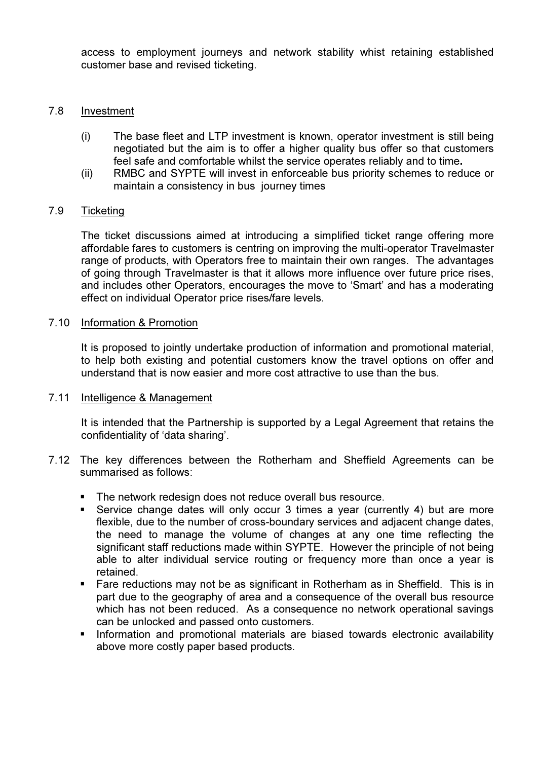access to employment journeys and network stability whist retaining established customer base and revised ticketing.

7.8 Investment

(i) The base fleet and LTP investment is known, operator investment is still being negotiated but the aim is to offer a higher quality bus offer so that customers feel safe and comfortable whilst the service operates reliably and to time**.**

(ii) RMBC and SYPTE will invest in enforceable bus priority schemes to reduce or maintain a consistency in bus journey times

7.9 Ticketing

The ticket discussions aimed at introducing a simplified ticket range offering more affordable fares to customers is centring on improving the multi-operator Travelmaster range of products, with Operators free to maintain their own ranges. The advantages of going through Travelmaster is that it allows more influence over future price rises, and includes other Operators, encourages the move to 'Smart' and has a moderating effect on individual Operator price rises/fare levels.

7.10 Information & Promotion

It is proposed to jointly undertake production of information and promotional material, to help both existing and potential customers know the travel options on offer and understand that is now easier and more cost attractive to use than the bus.

7.11 Intelligence & Management

It is intended that the Partnership is supported by a Legal Agreement that retains the confidentiality of 'data sharing'.

7.12 The key differences between the Rotherham and Sheffield Agreements can be summarised as follows:

- The network redesign does not reduce overall bus resource.
- Service change dates will only occur 3 times a year (currently 4) but are more flexible, due to the number of cross-boundary services and adjacent change dates, the need to manage the volume of changes at any one time reflecting the significant staff reductions made within SYPTE. However the principle of not being able to alter individual service routing or frequency more than once a year is retained.
- Fare reductions may not be as significant in Rotherham as in Sheffield. This is in part due to the geography of area and a consequence of the overall bus resource which has not been reduced. As a consequence no network operational savings can be unlocked and passed onto customers.
- Information and promotional materials are biased towards electronic availability above more costly paper based products.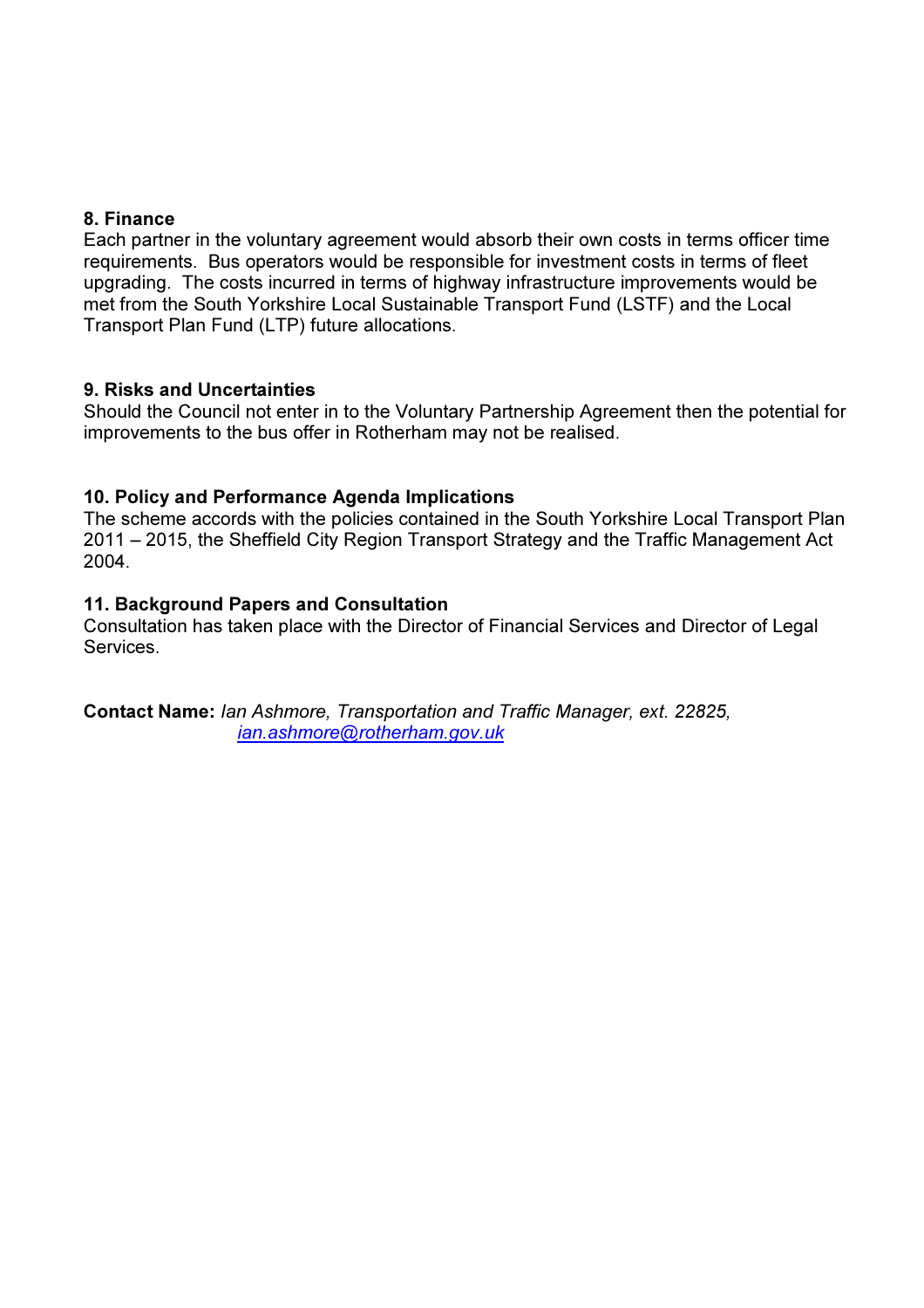## 8. Finance

Each partner in the voluntary agreement would absorb their own costs in terms officer time requirements. Bus operators would be responsible for investment costs in terms of fleet upgrading. The costs incurred in terms of highway infrastructure improvements would be met from the South Yorkshire Local Sustainable Transport Fund (LSTF) and the Local Transport Plan Fund (LTP) future allocations.

## 9. Risks and Uncertainties

Should the Council not enter in to the Voluntary Partnership Agreement then the potential for improvements to the bus offer in Rotherham may not be realised.

## 10. Policy and Performance Agenda Implications

The scheme accords with the policies contained in the South Yorkshire Local Transport Plan 2011 – 2015, the Sheffield City Region Transport Strategy and the Traffic Management Act 2004.

## 11. Background Papers and Consultation

Consultation has taken place with the Director of Financial Services and Director of Legal Services.

**Contact Name:** *Ian Ashmore, Transportation and Traffic Manager, ext. 22825, ian.ashmore@rotherham.gov.uk*